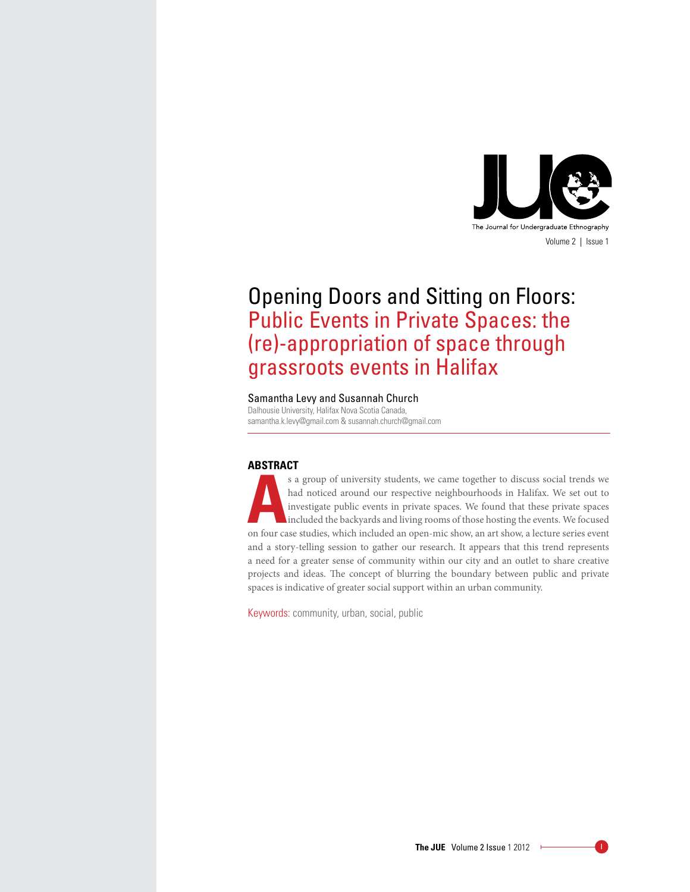# Opening Doors and Sitting on Floors: Public Events in Private Spaces: the (re)-appropriation of space through grassroots events in Halifax

Samantha Levy and Susannah Church

Dalhousie University, Halifax Nova Scotia Canada,
samantha.k.levy@gmail.com & susannah.church@gmail.com

## ABSTRACT

As a group of university students, we came together to discuss social trends we had noticed around our respective neighbourhoods in Halifax. We set out to investigate public events in private spaces. We found that these private spaces included the backyards and living rooms of those hosting the events. We focused on four case studies, which included an open-mic show, an art show, a lecture series event and a story-telling session to gather our research. It appears that this trend represents a need for a greater sense of community within our city and an outlet to share creative projects and ideas. The concept of blurring the boundary between public and private spaces is indicative of greater social support within an urban community.

Keywords: community, urban, social, public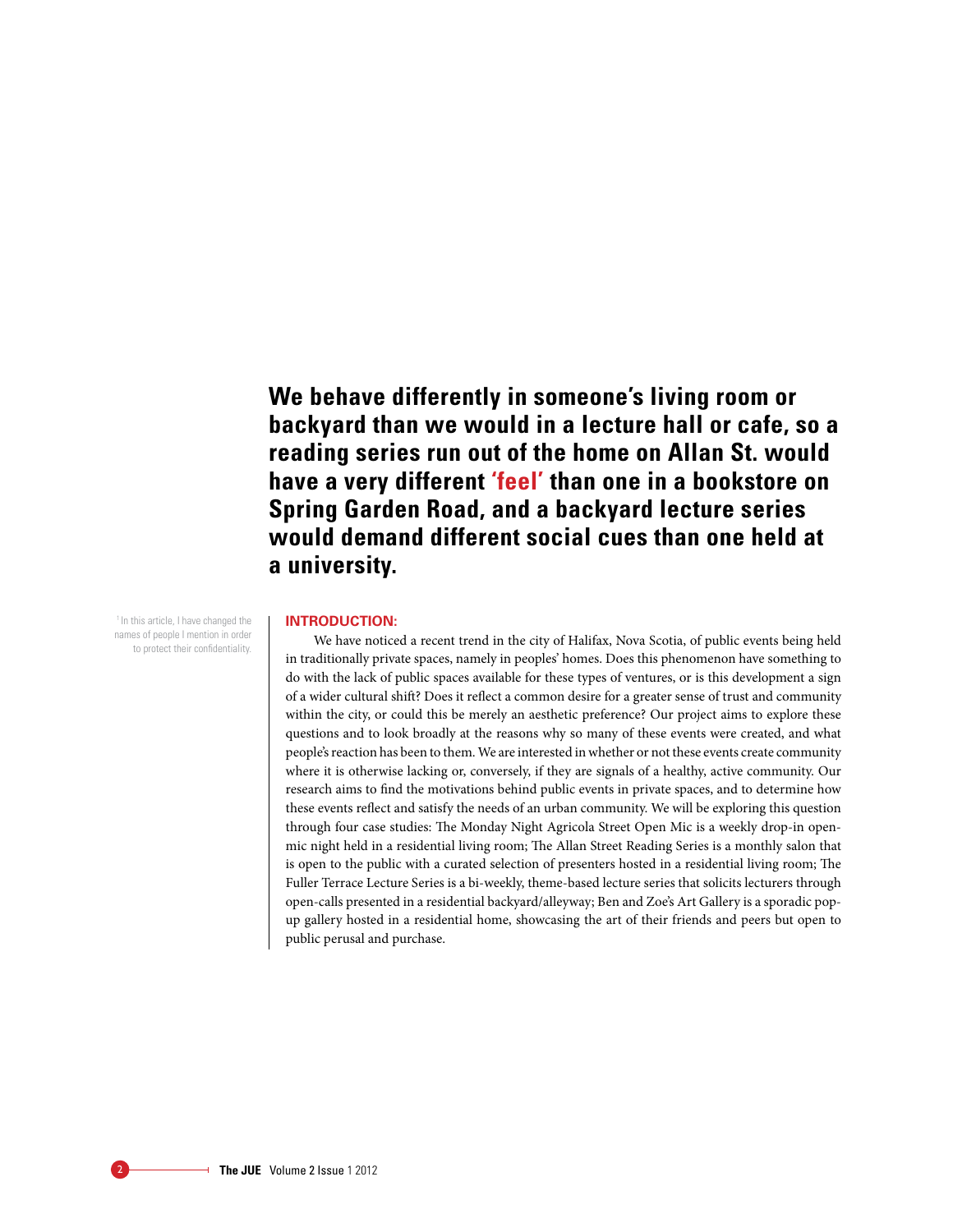**We behave differently in someone's living room or backyard than we would in a lecture hall or cafe, so a reading series run out of the home on Allan St. would have a very different 'feel' than one in a bookstore on Spring Garden Road, and a backyard lecture series would demand different social cues than one held at a university.**

[1] In this article, I have changed the names of people I mention in order to protect their confidentiality.

## INTRODUCTION:

We have noticed a recent trend in the city of Halifax, Nova Scotia, of public events being held in traditionally private spaces, namely in peoples' homes. Does this phenomenon have something to do with the lack of public spaces available for these types of ventures, or is this development a sign of a wider cultural shift? Does it reflect a common desire for a greater sense of trust and community within the city, or could this be merely an aesthetic preference? Our project aims to explore these questions and to look broadly at the reasons why so many of these events were created, and what people's reaction has been to them. We are interested in whether or not these events create community where it is otherwise lacking or, conversely, if they are signals of a healthy, active community. Our research aims to find the motivations behind public events in private spaces, and to determine how these events reflect and satisfy the needs of an urban community. We will be exploring this question through four case studies: The Monday Night Agricola Street Open Mic is a weekly drop-in open-mic night held in a residential living room; The Allan Street Reading Series is a monthly salon that is open to the public with a curated selection of presenters hosted in a residential living room; The Fuller Terrace Lecture Series is a bi-weekly, theme-based lecture series that solicits lecturers through open-calls presented in a residential backyard/alleyway; Ben and Zoe's Art Gallery is a sporadic pop-up gallery hosted in a residential home, showcasing the art of their friends and peers but open to public perusal and purchase.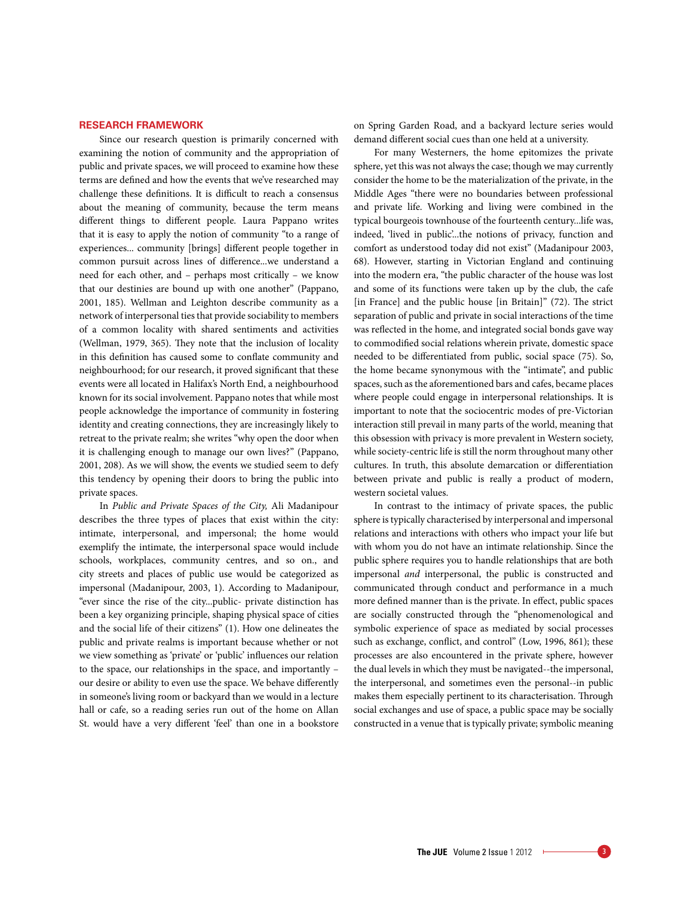## RESEARCH FRAMEWORK

Since our research question is primarily concerned with examining the notion of community and the appropriation of public and private spaces, we will proceed to examine how these terms are defined and how the events that we've researched may challenge these definitions. It is difficult to reach a consensus about the meaning of community, because the term means different things to different people. Laura Pappano writes that it is easy to apply the notion of community "to a range of experiences... community [brings] different people together in common pursuit across lines of difference...we understand a need for each other, and – perhaps most critically – we know that our destinies are bound up with one another" (Pappano, 2001, 185). Wellman and Leighton describe community as a network of interpersonal ties that provide sociability to members of a common locality with shared sentiments and activities (Wellman, 1979, 365). They note that the inclusion of locality in this definition has caused some to conflate community and neighbourhood; for our research, it proved significant that these events were all located in Halifax's North End, a neighbourhood known for its social involvement. Pappano notes that while most people acknowledge the importance of community in fostering identity and creating connections, they are increasingly likely to retreat to the private realm; she writes "why open the door when it is challenging enough to manage our own lives?" (Pappano, 2001, 208). As we will show, the events we studied seem to defy this tendency by opening their doors to bring the public into private spaces.

In *Public and Private Spaces of the City,* Ali Madanipour describes the three types of places that exist within the city: intimate, interpersonal, and impersonal; the home would exemplify the intimate, the interpersonal space would include schools, workplaces, community centres, and so on., and city streets and places of public use would be categorized as impersonal (Madanipour, 2003, 1). According to Madanipour, "ever since the rise of the city...public- private distinction has been a key organizing principle, shaping physical space of cities and the social life of their citizens" (1). How one delineates the public and private realms is important because whether or not we view something as 'private' or 'public' influences our relation to the space, our relationships in the space, and importantly – our desire or ability to even use the space. We behave differently in someone's living room or backyard than we would in a lecture hall or cafe, so a reading series run out of the home on Allan St. would have a very different 'feel' than one in a bookstore on Spring Garden Road, and a backyard lecture series would demand different social cues than one held at a university.

For many Westerners, the home epitomizes the private sphere, yet this was not always the case; though we may currently consider the home to be the materialization of the private, in the Middle Ages "there were no boundaries between professional and private life. Working and living were combined in the typical bourgeois townhouse of the fourteenth century...life was, indeed, 'lived in public'...the notions of privacy, function and comfort as understood today did not exist" (Madanipour 2003, 68). However, starting in Victorian England and continuing into the modern era, "the public character of the house was lost and some of its functions were taken up by the club, the cafe [in France] and the public house [in Britain]" (72). The strict separation of public and private in social interactions of the time was reflected in the home, and integrated social bonds gave way to commodified social relations wherein private, domestic space needed to be differentiated from public, social space (75). So, the home became synonymous with the "intimate", and public spaces, such as the aforementioned bars and cafes, became places where people could engage in interpersonal relationships. It is important to note that the sociocentric modes of pre-Victorian interaction still prevail in many parts of the world, meaning that this obsession with privacy is more prevalent in Western society, while society-centric life is still the norm throughout many other cultures. In truth, this absolute demarcation or differentiation between private and public is really a product of modern, western societal values.

In contrast to the intimacy of private spaces, the public sphere is typically characterised by interpersonal and impersonal relations and interactions with others who impact your life but with whom you do not have an intimate relationship. Since the public sphere requires you to handle relationships that are both impersonal *and* interpersonal, the public is constructed and communicated through conduct and performance in a much more defined manner than is the private. In effect, public spaces are socially constructed through the "phenomenological and symbolic experience of space as mediated by social processes such as exchange, conflict, and control" (Low, 1996, 861); these processes are also encountered in the private sphere, however the dual levels in which they must be navigated--the impersonal, the interpersonal, and sometimes even the personal--in public makes them especially pertinent to its characterisation. Through social exchanges and use of space, a public space may be socially constructed in a venue that is typically private; symbolic meaning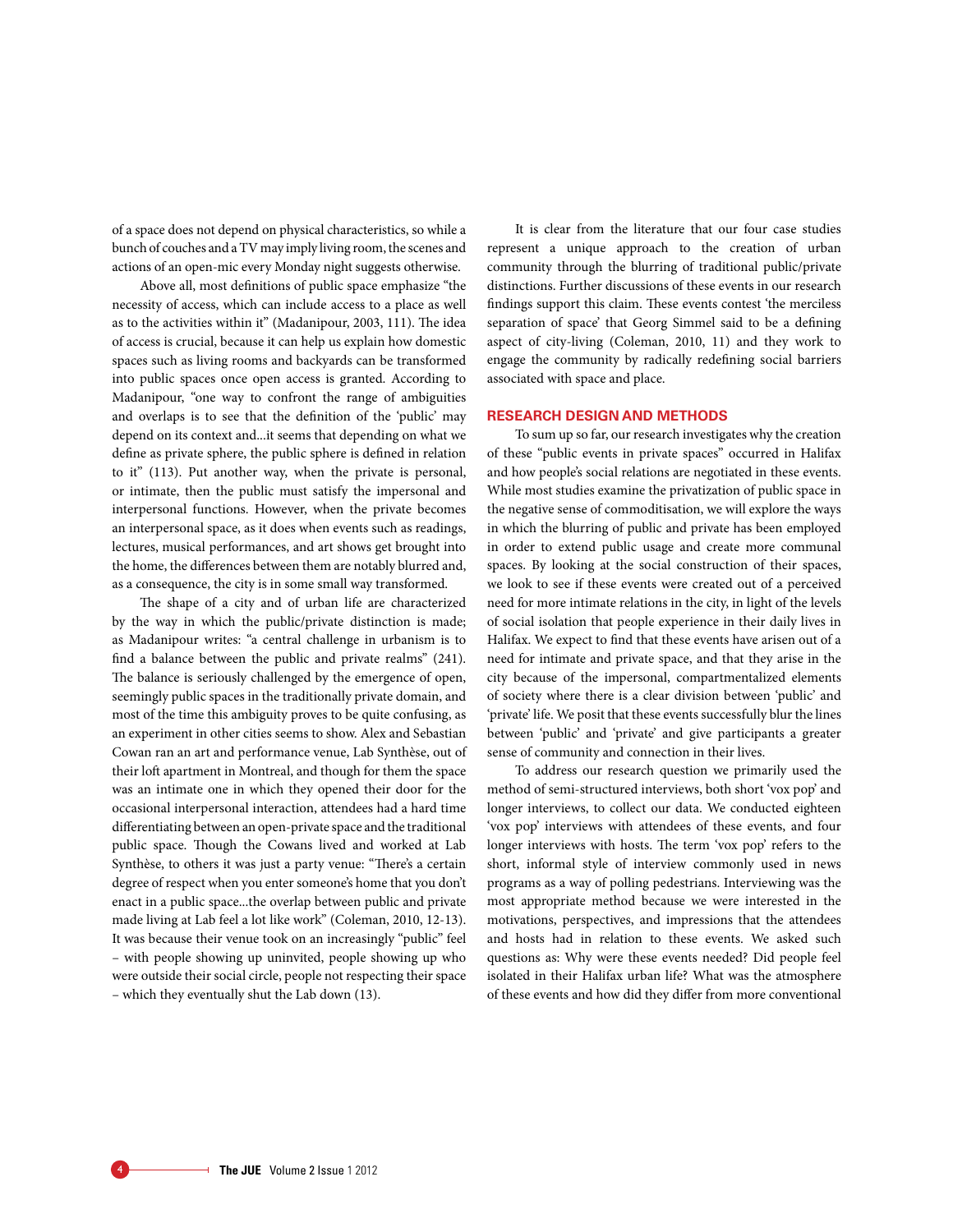of a space does not depend on physical characteristics, so while a bunch of couches and a TV may imply living room, the scenes and actions of an open-mic every Monday night suggests otherwise.

Above all, most definitions of public space emphasize "the necessity of access, which can include access to a place as well as to the activities within it" (Madanipour, 2003, 111). The idea of access is crucial, because it can help us explain how domestic spaces such as living rooms and backyards can be transformed into public spaces once open access is granted. According to Madanipour, "one way to confront the range of ambiguities and overlaps is to see that the definition of the 'public' may depend on its context and...it seems that depending on what we define as private sphere, the public sphere is defined in relation to it" (113). Put another way, when the private is personal, or intimate, then the public must satisfy the impersonal and interpersonal functions. However, when the private becomes an interpersonal space, as it does when events such as readings, lectures, musical performances, and art shows get brought into the home, the differences between them are notably blurred and, as a consequence, the city is in some small way transformed.

The shape of a city and of urban life are characterized by the way in which the public/private distinction is made; as Madanipour writes: "a central challenge in urbanism is to find a balance between the public and private realms" (241). The balance is seriously challenged by the emergence of open, seemingly public spaces in the traditionally private domain, and most of the time this ambiguity proves to be quite confusing, as an experiment in other cities seems to show. Alex and Sebastian Cowan ran an art and performance venue, Lab Synthèse, out of their loft apartment in Montreal, and though for them the space was an intimate one in which they opened their door for the occasional interpersonal interaction, attendees had a hard time differentiating between an open-private space and the traditional public space. Though the Cowans lived and worked at Lab Synthèse, to others it was just a party venue: "There's a certain degree of respect when you enter someone's home that you don't enact in a public space...the overlap between public and private made living at Lab feel a lot like work" (Coleman, 2010, 12-13). It was because their venue took on an increasingly "public" feel – with people showing up uninvited, people showing up who were outside their social circle, people not respecting their space – which they eventually shut the Lab down (13).

It is clear from the literature that our four case studies represent a unique approach to the creation of urban community through the blurring of traditional public/private distinctions. Further discussions of these events in our research findings support this claim. These events contest 'the merciless separation of space' that Georg Simmel said to be a defining aspect of city-living (Coleman, 2010, 11) and they work to engage the community by radically redefining social barriers associated with space and place.

## RESEARCH DESIGN AND METHODS

To sum up so far, our research investigates why the creation of these "public events in private spaces" occurred in Halifax and how people's social relations are negotiated in these events. While most studies examine the privatization of public space in the negative sense of commoditisation, we will explore the ways in which the blurring of public and private has been employed in order to extend public usage and create more communal spaces. By looking at the social construction of their spaces, we look to see if these events were created out of a perceived need for more intimate relations in the city, in light of the levels of social isolation that people experience in their daily lives in Halifax. We expect to find that these events have arisen out of a need for intimate and private space, and that they arise in the city because of the impersonal, compartmentalized elements of society where there is a clear division between 'public' and 'private' life. We posit that these events successfully blur the lines between 'public' and 'private' and give participants a greater sense of community and connection in their lives.

To address our research question we primarily used the method of semi-structured interviews, both short 'vox pop' and longer interviews, to collect our data. We conducted eighteen 'vox pop' interviews with attendees of these events, and four longer interviews with hosts. The term 'vox pop' refers to the short, informal style of interview commonly used in news programs as a way of polling pedestrians. Interviewing was the most appropriate method because we were interested in the motivations, perspectives, and impressions that the attendees and hosts had in relation to these events. We asked such questions as: Why were these events needed? Did people feel isolated in their Halifax urban life? What was the atmosphere of these events and how did they differ from more conventional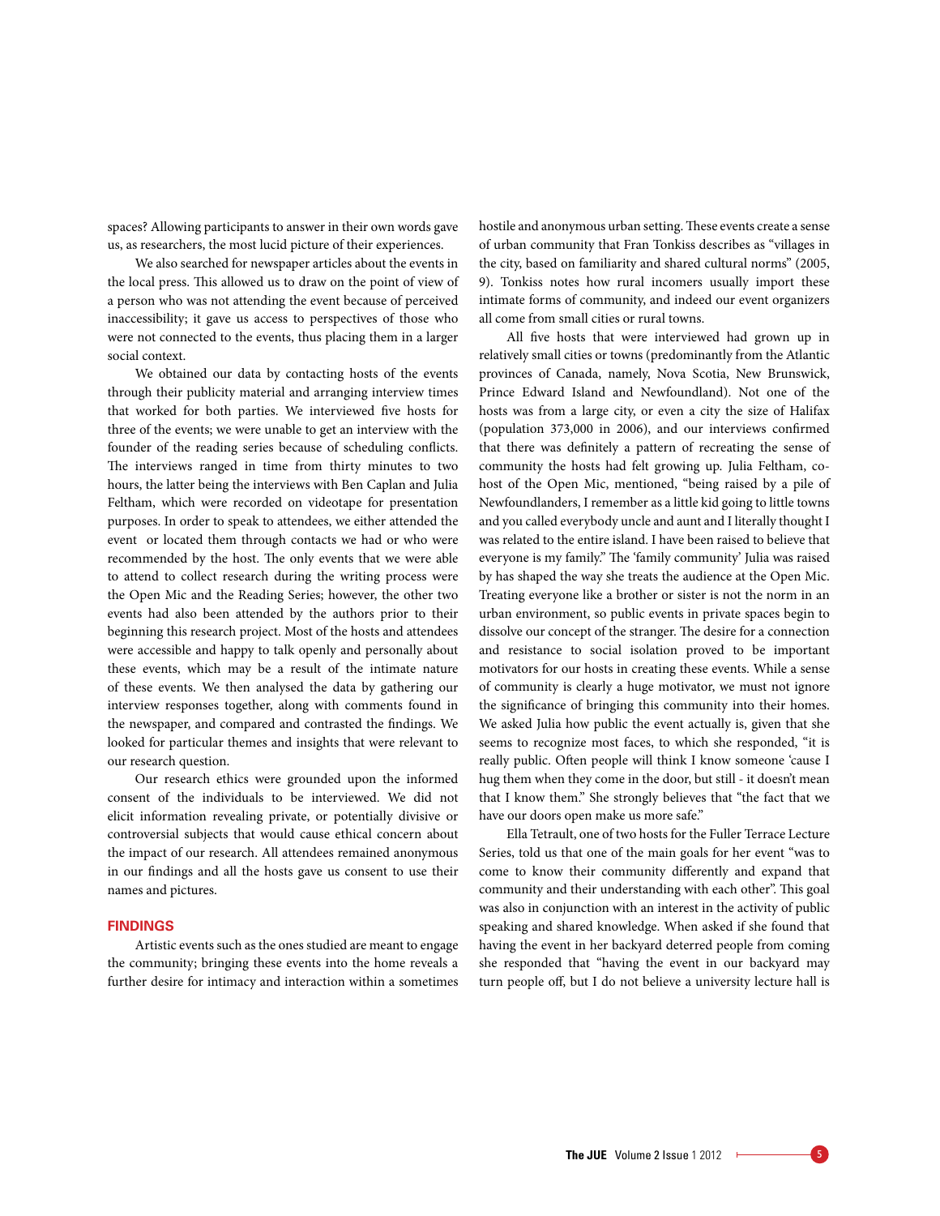spaces? Allowing participants to answer in their own words gave us, as researchers, the most lucid picture of their experiences.

We also searched for newspaper articles about the events in the local press. This allowed us to draw on the point of view of a person who was not attending the event because of perceived inaccessibility; it gave us access to perspectives of those who were not connected to the events, thus placing them in a larger social context.

We obtained our data by contacting hosts of the events through their publicity material and arranging interview times that worked for both parties. We interviewed five hosts for three of the events; we were unable to get an interview with the founder of the reading series because of scheduling conflicts. The interviews ranged in time from thirty minutes to two hours, the latter being the interviews with Ben Caplan and Julia Feltham, which were recorded on videotape for presentation purposes. In order to speak to attendees, we either attended the event or located them through contacts we had or who were recommended by the host. The only events that we were able to attend to collect research during the writing process were the Open Mic and the Reading Series; however, the other two events had also been attended by the authors prior to their beginning this research project. Most of the hosts and attendees were accessible and happy to talk openly and personally about these events, which may be a result of the intimate nature of these events. We then analysed the data by gathering our interview responses together, along with comments found in the newspaper, and compared and contrasted the findings. We looked for particular themes and insights that were relevant to our research question.

Our research ethics were grounded upon the informed consent of the individuals to be interviewed. We did not elicit information revealing private, or potentially divisive or controversial subjects that would cause ethical concern about the impact of our research. All attendees remained anonymous in our findings and all the hosts gave us consent to use their names and pictures.

## FINDINGS

Artistic events such as the ones studied are meant to engage the community; bringing these events into the home reveals a further desire for intimacy and interaction within a sometimes hostile and anonymous urban setting. These events create a sense of urban community that Fran Tonkiss describes as "villages in the city, based on familiarity and shared cultural norms" (2005, 9). Tonkiss notes how rural incomers usually import these intimate forms of community, and indeed our event organizers all come from small cities or rural towns.

All five hosts that were interviewed had grown up in relatively small cities or towns (predominantly from the Atlantic provinces of Canada, namely, Nova Scotia, New Brunswick, Prince Edward Island and Newfoundland). Not one of the hosts was from a large city, or even a city the size of Halifax (population 373,000 in 2006), and our interviews confirmed that there was definitely a pattern of recreating the sense of community the hosts had felt growing up. Julia Feltham, co-host of the Open Mic, mentioned, "being raised by a pile of Newfoundlanders, I remember as a little kid going to little towns and you called everybody uncle and aunt and I literally thought I was related to the entire island. I have been raised to believe that everyone is my family." The 'family community' Julia was raised by has shaped the way she treats the audience at the Open Mic. Treating everyone like a brother or sister is not the norm in an urban environment, so public events in private spaces begin to dissolve our concept of the stranger. The desire for a connection and resistance to social isolation proved to be important motivators for our hosts in creating these events. While a sense of community is clearly a huge motivator, we must not ignore the significance of bringing this community into their homes. We asked Julia how public the event actually is, given that she seems to recognize most faces, to which she responded, "it is really public. Often people will think I know someone 'cause I hug them when they come in the door, but still - it doesn't mean that I know them." She strongly believes that "the fact that we have our doors open make us more safe."

Ella Tetrault, one of two hosts for the Fuller Terrace Lecture Series, told us that one of the main goals for her event "was to come to know their community differently and expand that community and their understanding with each other". This goal was also in conjunction with an interest in the activity of public speaking and shared knowledge. When asked if she found that having the event in her backyard deterred people from coming she responded that "having the event in our backyard may turn people off, but I do not believe a university lecture hall is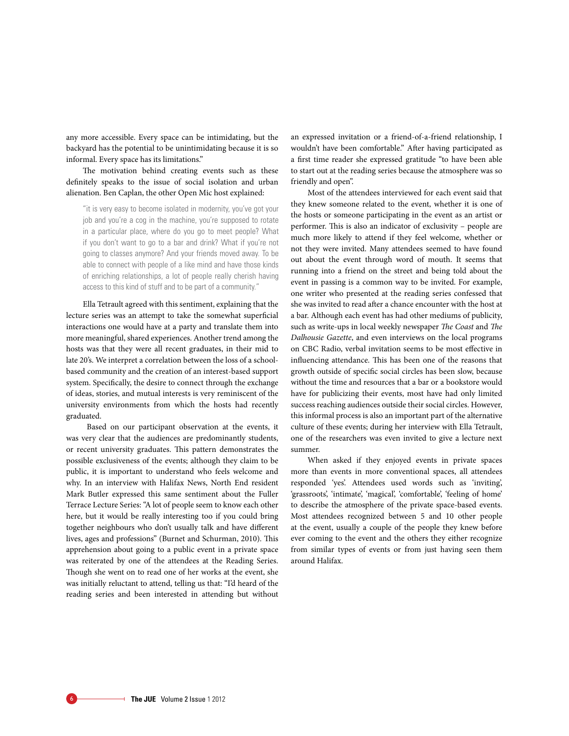any more accessible. Every space can be intimidating, but the backyard has the potential to be unintimidating because it is so informal. Every space has its limitations."

The motivation behind creating events such as these definitely speaks to the issue of social isolation and urban alienation. Ben Caplan, the other Open Mic host explained:

> "it is very easy to become isolated in modernity, you've got your job and you're a cog in the machine, you're supposed to rotate in a particular place, where do you go to meet people? What if you don't want to go to a bar and drink? What if you're not going to classes anymore? And your friends moved away. To be able to connect with people of a like mind and have those kinds of enriching relationships, a lot of people really cherish having access to this kind of stuff and to be part of a community."

Ella Tetrault agreed with this sentiment, explaining that the lecture series was an attempt to take the somewhat superficial interactions one would have at a party and translate them into more meaningful, shared experiences. Another trend among the hosts was that they were all recent graduates, in their mid to late 20's. We interpret a correlation between the loss of a school-based community and the creation of an interest-based support system. Specifically, the desire to connect through the exchange of ideas, stories, and mutual interests is very reminiscent of the university environments from which the hosts had recently graduated.

Based on our participant observation at the events, it was very clear that the audiences are predominantly students, or recent university graduates. This pattern demonstrates the possible exclusiveness of the events; although they claim to be public, it is important to understand who feels welcome and why. In an interview with Halifax News, North End resident Mark Butler expressed this same sentiment about the Fuller Terrace Lecture Series: "A lot of people seem to know each other here, but it would be really interesting too if you could bring together neighbours who don't usually talk and have different lives, ages and professions" (Burnet and Schurman, 2010). This apprehension about going to a public event in a private space was reiterated by one of the attendees at the Reading Series. Though she went on to read one of her works at the event, she was initially reluctant to attend, telling us that: "I'd heard of the reading series and been interested in attending but without an expressed invitation or a friend-of-a-friend relationship, I wouldn't have been comfortable." After having participated as a first time reader she expressed gratitude "to have been able to start out at the reading series because the atmosphere was so friendly and open".

Most of the attendees interviewed for each event said that they knew someone related to the event, whether it is one of the hosts or someone participating in the event as an artist or performer. This is also an indicator of exclusivity – people are much more likely to attend if they feel welcome, whether or not they were invited. Many attendees seemed to have found out about the event through word of mouth. It seems that running into a friend on the street and being told about the event in passing is a common way to be invited. For example, one writer who presented at the reading series confessed that she was invited to read after a chance encounter with the host at a bar. Although each event has had other mediums of publicity, such as write-ups in local weekly newspaper *The Coast* and *The Dalhousie Gazette*, and even interviews on the local programs on CBC Radio, verbal invitation seems to be most effective in influencing attendance. This has been one of the reasons that growth outside of specific social circles has been slow, because without the time and resources that a bar or a bookstore would have for publicizing their events, most have had only limited success reaching audiences outside their social circles. However, this informal process is also an important part of the alternative culture of these events; during her interview with Ella Tetrault, one of the researchers was even invited to give a lecture next summer.

When asked if they enjoyed events in private spaces more than events in more conventional spaces, all attendees responded 'yes'. Attendees used words such as 'inviting', 'grassroots', 'intimate', 'magical', 'comfortable', 'feeling of home' to describe the atmosphere of the private space-based events. Most attendees recognized between 5 and 10 other people at the event, usually a couple of the people they knew before ever coming to the event and the others they either recognize from similar types of events or from just having seen them around Halifax.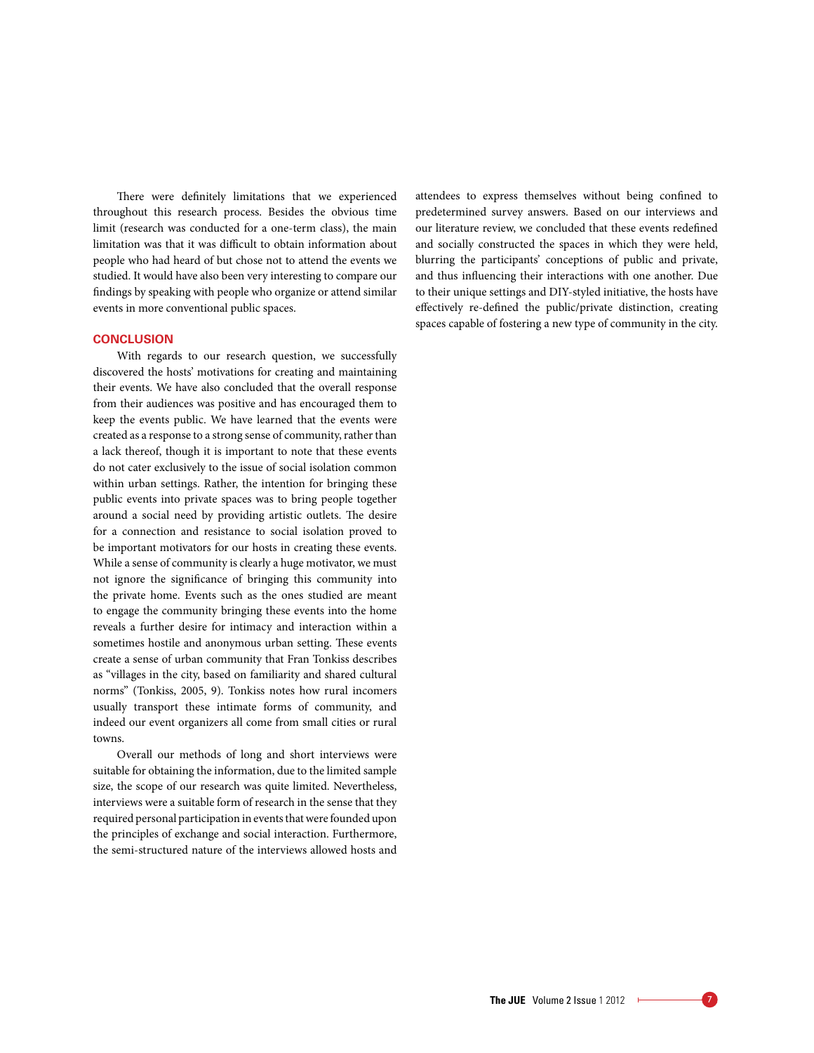There were definitely limitations that we experienced throughout this research process. Besides the obvious time limit (research was conducted for a one-term class), the main limitation was that it was difficult to obtain information about people who had heard of but chose not to attend the events we studied. It would have also been very interesting to compare our findings by speaking with people who organize or attend similar events in more conventional public spaces.

## CONCLUSION

With regards to our research question, we successfully discovered the hosts' motivations for creating and maintaining their events. We have also concluded that the overall response from their audiences was positive and has encouraged them to keep the events public. We have learned that the events were created as a response to a strong sense of community, rather than a lack thereof, though it is important to note that these events do not cater exclusively to the issue of social isolation common within urban settings. Rather, the intention for bringing these public events into private spaces was to bring people together around a social need by providing artistic outlets. The desire for a connection and resistance to social isolation proved to be important motivators for our hosts in creating these events. While a sense of community is clearly a huge motivator, we must not ignore the significance of bringing this community into the private home. Events such as the ones studied are meant to engage the community bringing these events into the home reveals a further desire for intimacy and interaction within a sometimes hostile and anonymous urban setting. These events create a sense of urban community that Fran Tonkiss describes as "villages in the city, based on familiarity and shared cultural norms" (Tonkiss, 2005, 9). Tonkiss notes how rural incomers usually transport these intimate forms of community, and indeed our event organizers all come from small cities or rural towns.

Overall our methods of long and short interviews were suitable for obtaining the information, due to the limited sample size, the scope of our research was quite limited. Nevertheless, interviews were a suitable form of research in the sense that they required personal participation in events that were founded upon the principles of exchange and social interaction. Furthermore, the semi-structured nature of the interviews allowed hosts and attendees to express themselves without being confined to predetermined survey answers. Based on our interviews and our literature review, we concluded that these events redefined and socially constructed the spaces in which they were held, blurring the participants' conceptions of public and private, and thus influencing their interactions with one another. Due to their unique settings and DIY-styled initiative, the hosts have effectively re-defined the public/private distinction, creating spaces capable of fostering a new type of community in the city.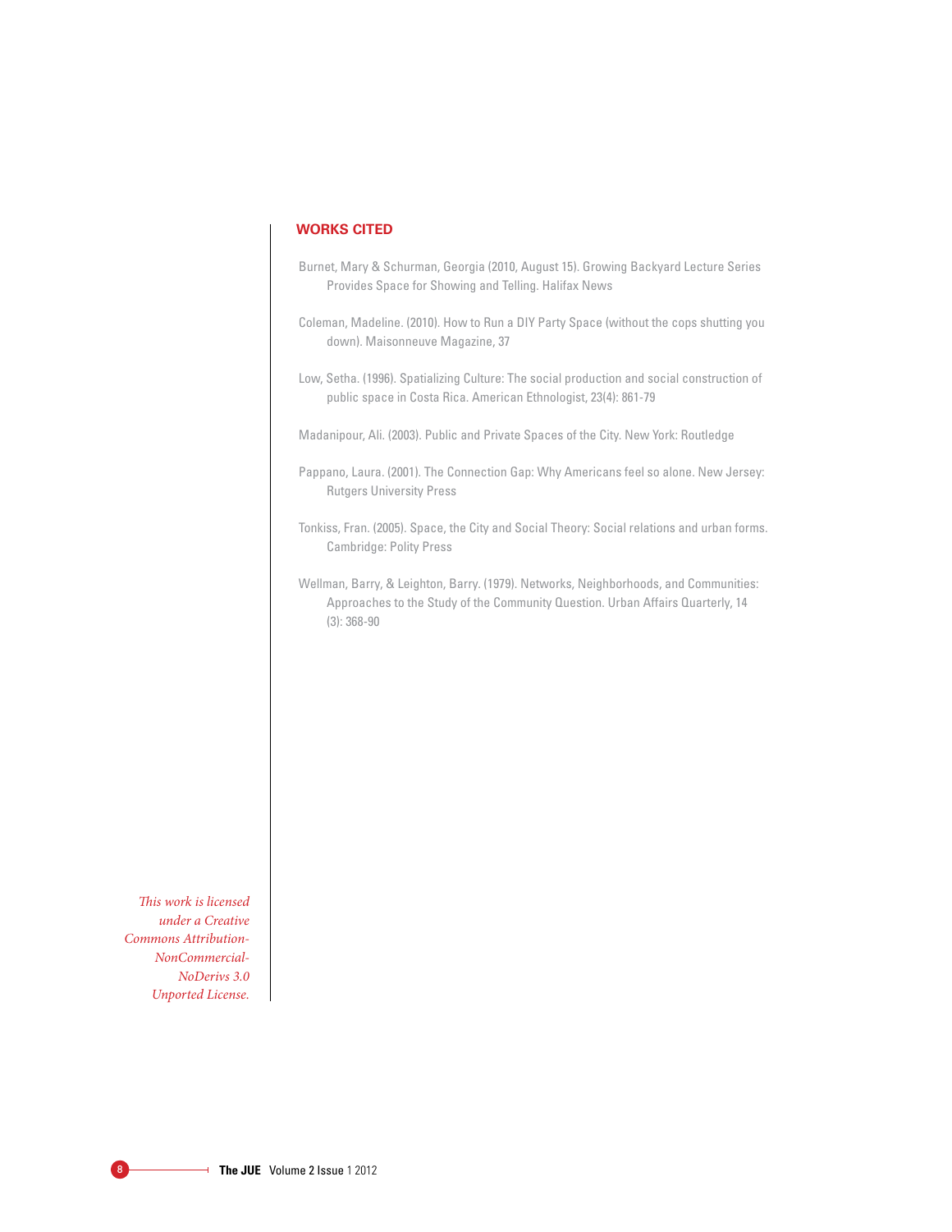## WORKS CITED

Burnet, Mary & Schurman, Georgia (2010, August 15). Growing Backyard Lecture Series Provides Space for Showing and Telling. Halifax News

Coleman, Madeline. (2010). How to Run a DIY Party Space (without the cops shutting you down). Maisonneuve Magazine, 37

Low, Setha. (1996). Spatializing Culture: The social production and social construction of public space in Costa Rica. American Ethnologist, 23(4): 861-79

Madanipour, Ali. (2003). Public and Private Spaces of the City. New York: Routledge

Pappano, Laura. (2001). The Connection Gap: Why Americans feel so alone. New Jersey: Rutgers University Press

Tonkiss, Fran. (2005). Space, the City and Social Theory: Social relations and urban forms. Cambridge: Polity Press

Wellman, Barry, & Leighton, Barry. (1979). Networks, Neighborhoods, and Communities: Approaches to the Study of the Community Question. Urban Affairs Quarterly, 14 (3): 368-90

*This work is licensed under a Creative Commons Attribution-NonCommercial-NoDerivs 3.0 Unported License.*